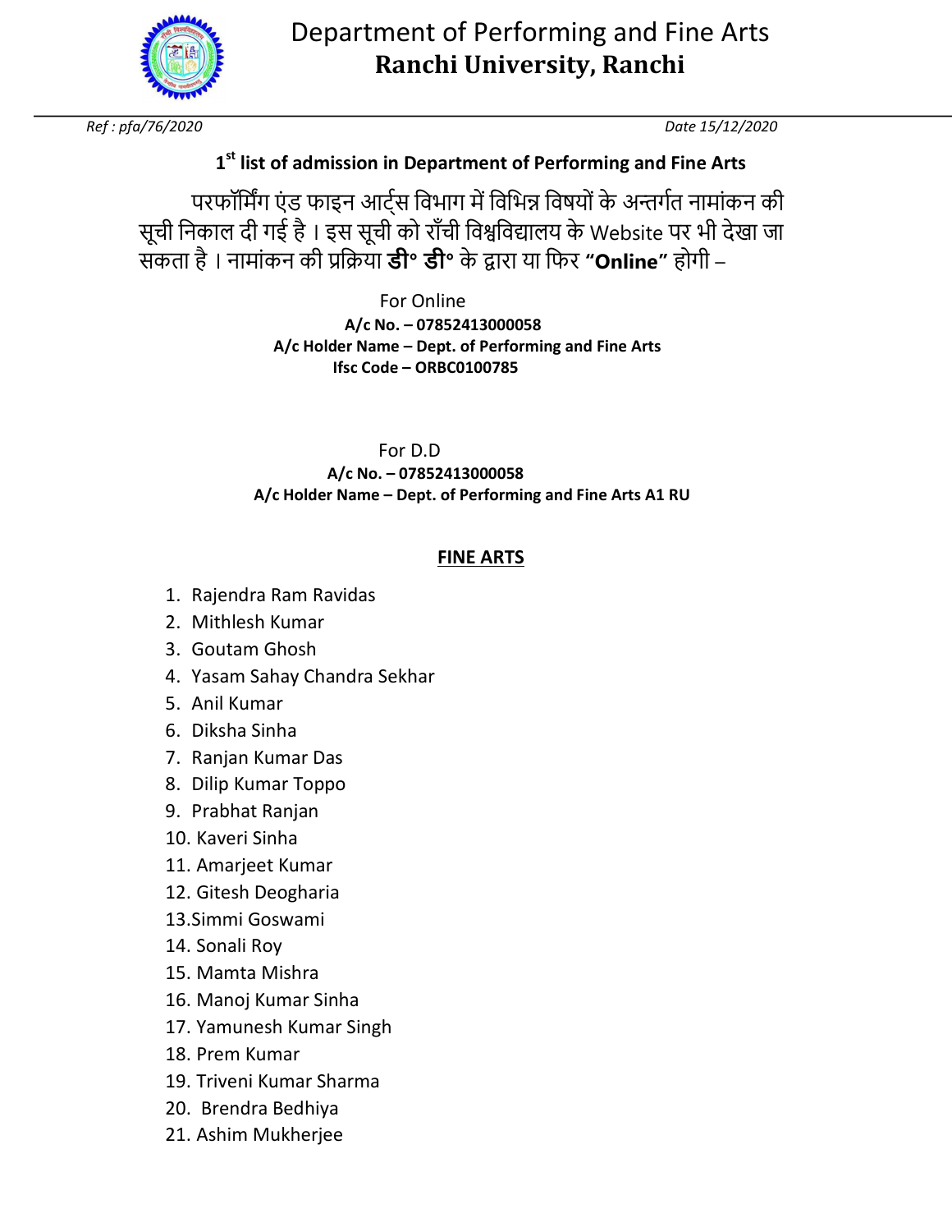# Department of Performing and Fine Arts
## Ranchi University, Ranchi

*Ref : pfa/76/2020* *Date 15/12/2020*

**1st list of admission in Department of Performing and Fine Arts**

परफॉर्मिंग एंड फाइन आर्ट्स विभाग में विभिन्न विषयों के अन्तर्गत नामांकन की सूची निकाल दी गई है । इस सूची को राँची विश्वविद्यालय के Website पर भी देखा जा सकता है । नामांकन की प्रक्रिया **डी॰ डी॰** के द्वारा या फिर **"Online"** होगी –

For Online
**A/c No. – 07852413000058**
**A/c Holder Name – Dept. of Performing and Fine Arts**
**Ifsc Code – ORBC0100785**

For D.D
**A/c No. – 07852413000058**
**A/c Holder Name – Dept. of Performing and Fine Arts A1 RU**

**FINE ARTS**

1. Rajendra Ram Ravidas
2. Mithlesh Kumar
3. Goutam Ghosh
4. Yasam Sahay Chandra Sekhar
5. Anil Kumar
6. Diksha Sinha
7. Ranjan Kumar Das
8. Dilip Kumar Toppo
9. Prabhat Ranjan
10. Kaveri Sinha
11. Amarjeet Kumar
12. Gitesh Deogharia
13. Simmi Goswami
14. Sonali Roy
15. Mamta Mishra
16. Manoj Kumar Sinha
17. Yamunesh Kumar Singh
18. Prem Kumar
19. Triveni Kumar Sharma
20. Brendra Bedhiya
21. Ashim Mukherjee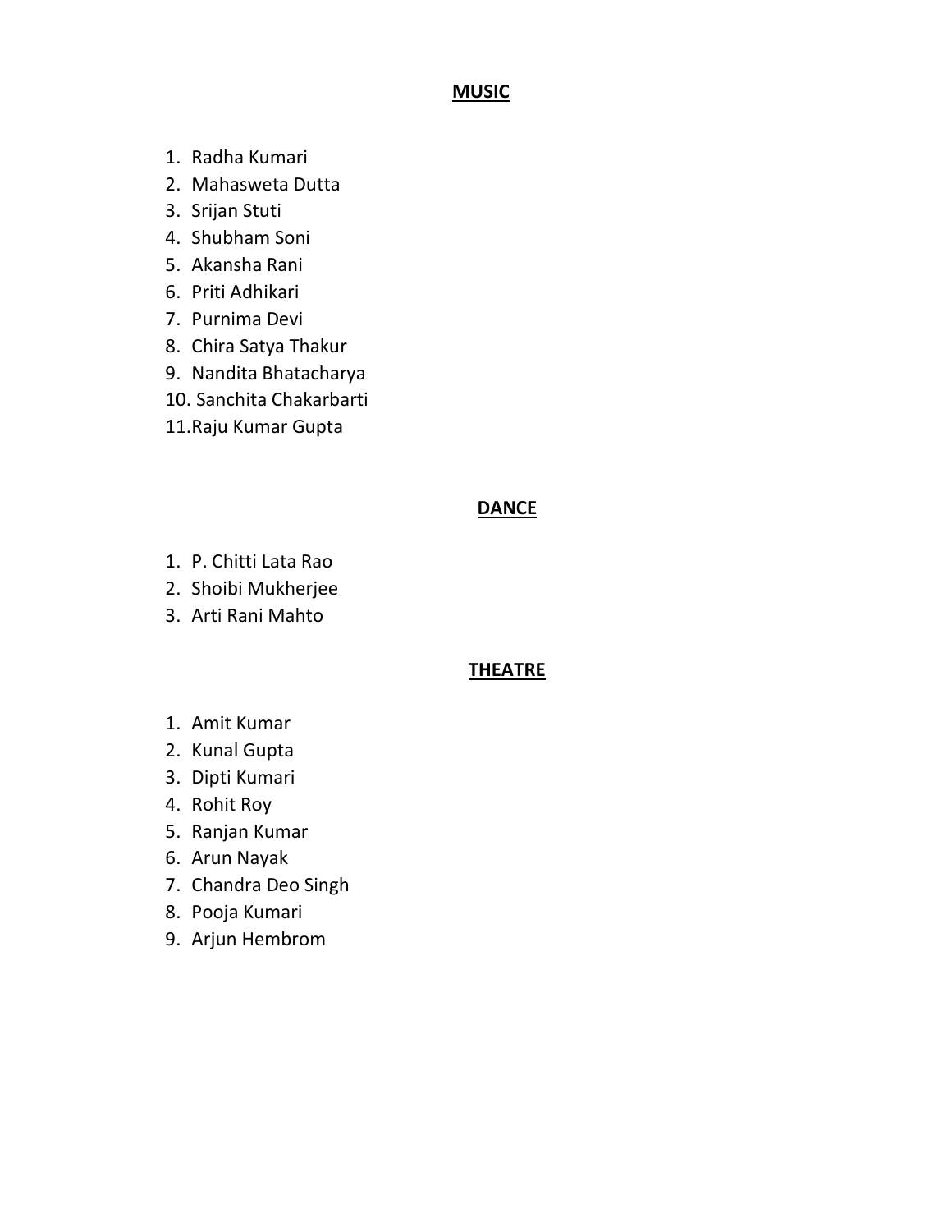## MUSIC

1. Radha Kumari
2. Mahasweta Dutta
3. Srijan Stuti
4. Shubham Soni
5. Akansha Rani
6. Priti Adhikari
7. Purnima Devi
8. Chira Satya Thakur
9. Nandita Bhatacharya
10. Sanchita Chakarbarti
11. Raju Kumar Gupta

## DANCE

1. P. Chitti Lata Rao
2. Shoibi Mukherjee
3. Arti Rani Mahto

## THEATRE

1. Amit Kumar
2. Kunal Gupta
3. Dipti Kumari
4. Rohit Roy
5. Ranjan Kumar
6. Arun Nayak
7. Chandra Deo Singh
8. Pooja Kumari
9. Arjun Hembrom